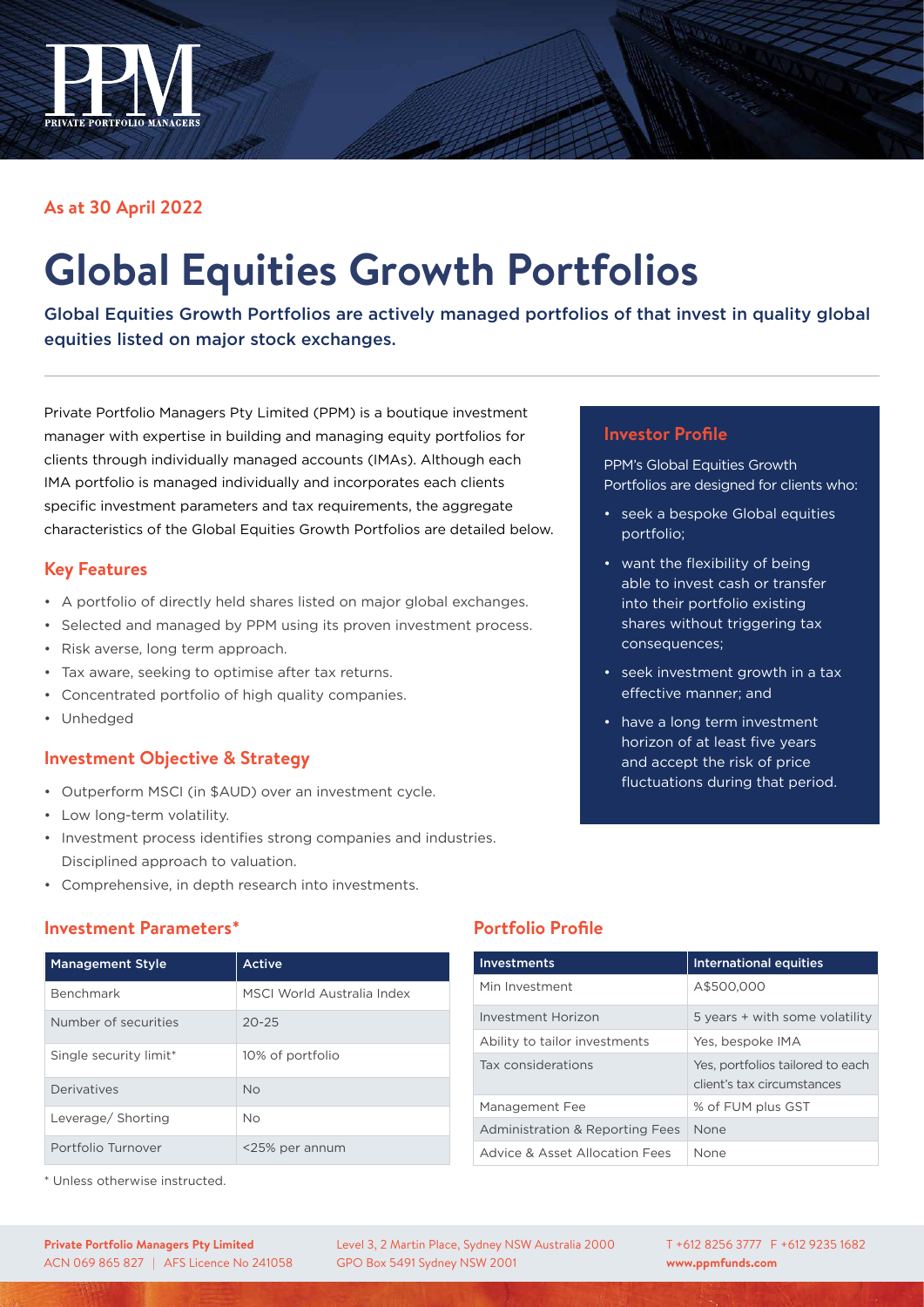PPM
PRIVATE PORTFOLIO MANAGERS

**As at 30 April 2022**

# Global Equities Growth Portfolios

Global Equities Growth Portfolios are actively managed portfolios of that invest in quality global equities listed on major stock exchanges.

Private Portfolio Managers Pty Limited (PPM) is a boutique investment manager with expertise in building and managing equity portfolios for clients through individually managed accounts (IMAs). Although each IMA portfolio is managed individually and incorporates each clients specific investment parameters and tax requirements, the aggregate characteristics of the Global Equities Growth Portfolios are detailed below.

## Key Features

- A portfolio of directly held shares listed on major global exchanges.
- Selected and managed by PPM using its proven investment process.
- Risk averse, long term approach.
- Tax aware, seeking to optimise after tax returns.
- Concentrated portfolio of high quality companies.
- Unhedged

## Investment Objective & Strategy

- Outperform MSCI (in $AUD) over an investment cycle.
- Low long-term volatility.
- Investment process identifies strong companies and industries. Disciplined approach to valuation.
- Comprehensive, in depth research into investments.

## Investor Profile

PPM's Global Equities Growth Portfolios are designed for clients who:

- seek a bespoke Global equities portfolio;
- want the flexibility of being able to invest cash or transfer into their portfolio existing shares without triggering tax consequences;
- seek investment growth in a tax effective manner; and
- have a long term investment horizon of at least five years and accept the risk of price fluctuations during that period.

## Investment Parameters*

| Management Style | Active |
|---|---|
| Benchmark | MSCI World Australia Index |
| Number of securities | 20-25 |
| Single security limit* | 10% of portfolio |
| Derivatives | No |
| Leverage/ Shorting | No |
| Portfolio Turnover | <25% per annum |

\* Unless otherwise instructed.

## Portfolio Profile

| Investments | International equities |
|---|---|
| Min Investment | A$500,000 |
| Investment Horizon | 5 years + with some volatility |
| Ability to tailor investments | Yes, bespoke IMA |
| Tax considerations | Yes, portfolios tailored to each client's tax circumstances |
| Management Fee | % of FUM plus GST |
| Administration & Reporting Fees | None |
| Advice & Asset Allocation Fees | None |

**Private Portfolio Managers Pty Limited**
ACN 069 865 827 | AFS Licence No 241058

Level 3, 2 Martin Place, Sydney NSW Australia 2000
GPO Box 5491 Sydney NSW 2001

T +612 8256 3777 F +612 9235 1682
**www.ppmfunds.com**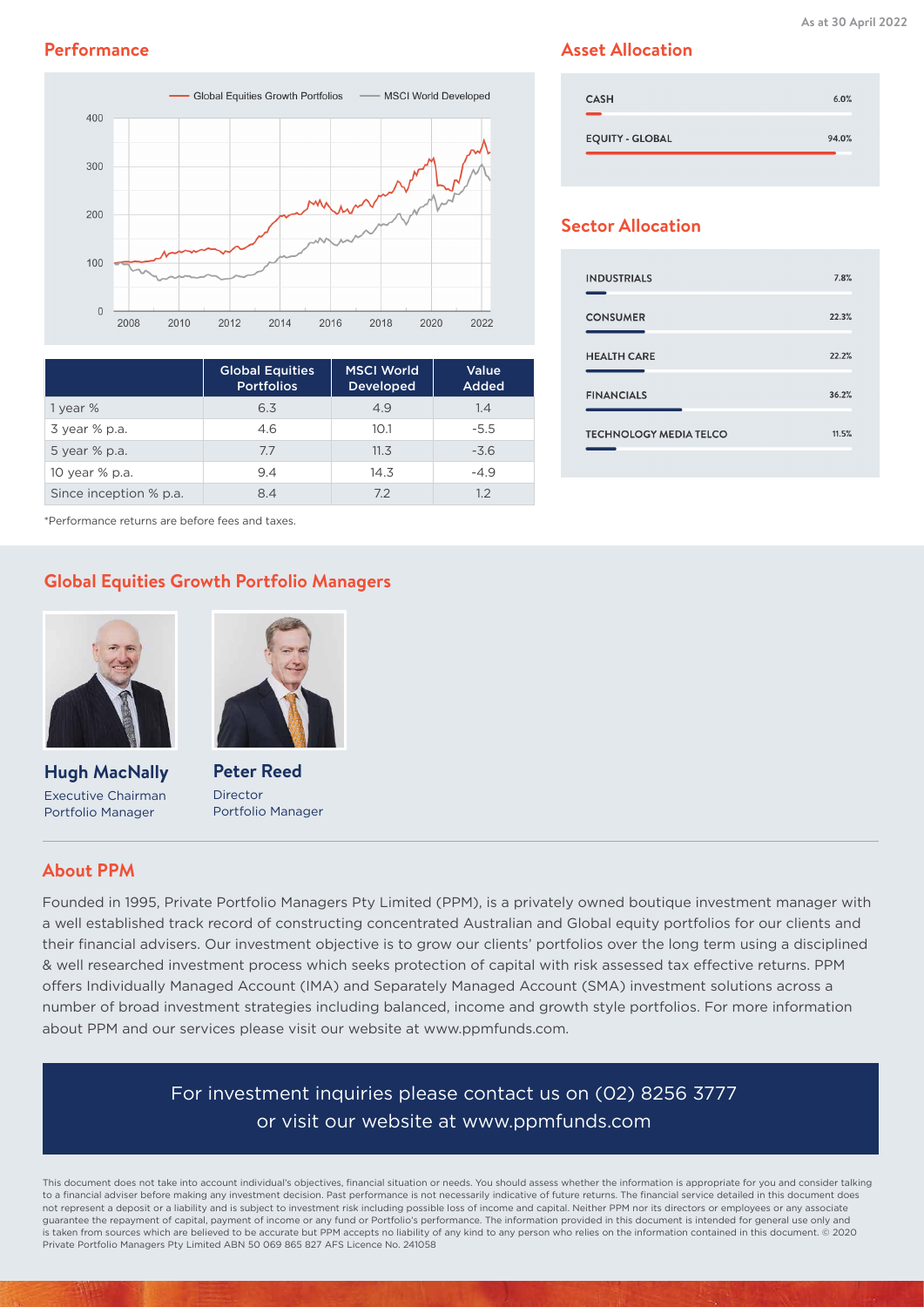As at 30 April 2022

## Performance

Global Equities Growth Portfolios
MSCI World Developed

400
300
200
100
0

2008 2010 2012 2014 2016 2018 2020 2022

| | Global Equities Portfolios | MSCI World Developed | Value Added |
|---|---|---|---|
| 1 year % | 6.3 | 4.9 | 1.4 |
| 3 year % p.a. | 4.6 | 10.1 | -5.5 |
| 5 year % p.a. | 7.7 | 11.3 | -3.6 |
| 10 year % p.a. | 9.4 | 14.3 | -4.9 |
| Since inception % p.a. | 8.4 | 7.2 | 1.2 |

*Performance returns are before fees and taxes.

## Asset Allocation

CASH 6.0%

EQUITY - GLOBAL 94.0%

## Sector Allocation

INDUSTRIALS 7.8%

CONSUMER 22.3%

HEALTH CARE 22.2%

FINANCIALS 36.2%

TECHNOLOGY MEDIA TELCO 11.5%

## Global Equities Growth Portfolio Managers

**Hugh MacNally**
Executive Chairman
Portfolio Manager

**Peter Reed**
Director
Portfolio Manager

## About PPM

Founded in 1995, Private Portfolio Managers Pty Limited (PPM), is a privately owned boutique investment manager with a well established track record of constructing concentrated Australian and Global equity portfolios for our clients and their financial advisers. Our investment objective is to grow our clients' portfolios over the long term using a disciplined & well researched investment process which seeks protection of capital with risk assessed tax effective returns. PPM offers Individually Managed Account (IMA) and Separately Managed Account (SMA) investment solutions across a number of broad investment strategies including balanced, income and growth style portfolios. For more information about PPM and our services please visit our website at www.ppmfunds.com.

For investment inquiries please contact us on (02) 8256 3777
or visit our website at www.ppmfunds.com

This document does not take into account individual's objectives, financial situation or needs. You should assess whether the information is appropriate for you and consider talking to a financial adviser before making any investment decision. Past performance is not necessarily indicative of future returns. The financial service detailed in this document does not represent a deposit or a liability and is subject to investment risk including possible loss of income and capital. Neither PPM nor its directors or employees or any associate guarantee the repayment of capital, payment of income or any fund or Portfolio's performance. The information provided in this document is intended for general use only and is taken from sources which are believed to be accurate but PPM accepts no liability of any kind to any person who relies on the information contained in this document. © 2020 Private Portfolio Managers Pty Limited ABN 50 069 865 827 AFS Licence No. 241058